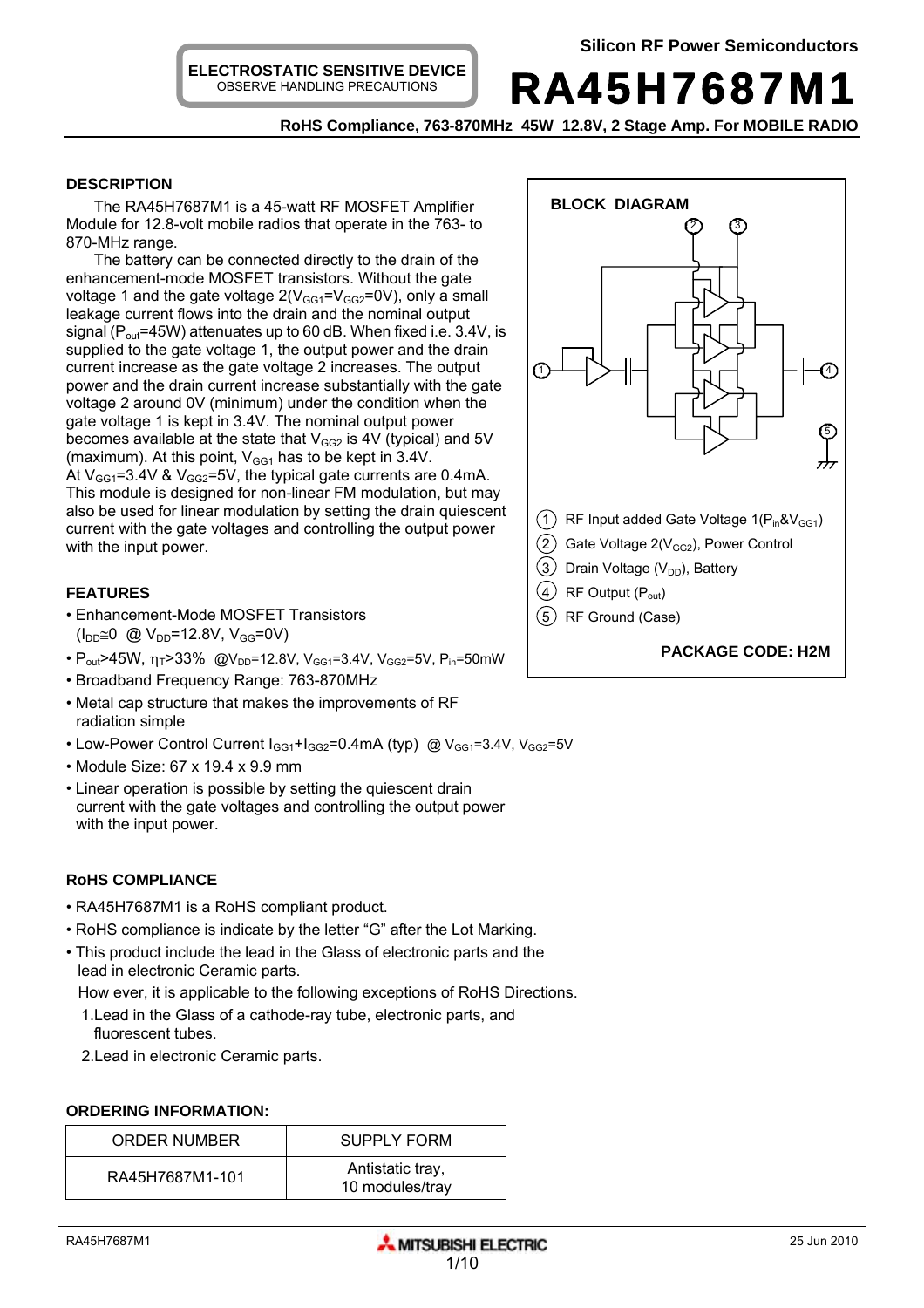**ELECTROSTATIC SENSITIVE DEVICE**
OBSERVE HANDLING PRECAUTIONS

Silicon RF Power Semiconductors

# RA45H7687M1

**RoHS Compliance, 763-870MHz 45W 12.8V, 2 Stage Amp. For MOBILE RADIO**

## DESCRIPTION

The RA45H7687M1 is a 45-watt RF MOSFET Amplifier Module for 12.8-volt mobile radios that operate in the 763- to 870-MHz range.

The battery can be connected directly to the drain of the enhancement-mode MOSFET transistors. Without the gate voltage 1 and the gate voltage 2($V_{GG1}$=$V_{GG2}$=0V), only a small leakage current flows into the drain and the nominal output signal ($P_{out}$=45W) attenuates up to 60 dB. When fixed i.e. 3.4V, is supplied to the gate voltage 1, the output power and the drain current increase as the gate voltage 2 increases. The output power and the drain current increase substantially with the gate voltage 2 around 0V (minimum) under the condition when the gate voltage 1 is kept in 3.4V. The nominal output power becomes available at the state that $V_{GG2}$ is 4V (typical) and 5V (maximum). At this point, $V_{GG1}$ has to be kept in 3.4V.
At $V_{GG1}$=3.4V & $V_{GG2}$=5V, the typical gate currents are 0.4mA.
This module is designed for non-linear FM modulation, but may also be used for linear modulation by setting the drain quiescent current with the gate voltages and controlling the output power with the input power.

### BLOCK DIAGRAM

1. RF Input added Gate Voltage 1($P_{in}$&$V_{GG1}$)
2. Gate Voltage 2($V_{GG2}$), Power Control
3. Drain Voltage ($V_{DD}$), Battery
4. RF Output ($P_{out}$)
5. RF Ground (Case)

**PACKAGE CODE: H2M**

## FEATURES

- Enhancement-Mode MOSFET Transistors ($I_{DD}$≅0 @ $V_{DD}$=12.8V, $V_{GG}$=0V)
- $P_{out}$>45W, $\eta_T$>33% @$V_{DD}$=12.8V, $V_{GG1}$=3.4V, $V_{GG2}$=5V, $P_{in}$=50mW
- Broadband Frequency Range: 763-870MHz
- Metal cap structure that makes the improvements of RF radiation simple
- Low-Power Control Current $I_{GG1}$+$I_{GG2}$=0.4mA (typ) @ $V_{GG1}$=3.4V, $V_{GG2}$=5V
- Module Size: 67 x 19.4 x 9.9 mm
- Linear operation is possible by setting the quiescent drain current with the gate voltages and controlling the output power with the input power.

## RoHS COMPLIANCE

- RA45H7687M1 is a RoHS compliant product.
- RoHS compliance is indicate by the letter "G" after the Lot Marking.
- This product include the lead in the Glass of electronic parts and the lead in electronic Ceramic parts.

  How ever, it is applicable to the following exceptions of RoHS Directions.

  1. Lead in the Glass of a cathode-ray tube, electronic parts, and fluorescent tubes.
  2. Lead in electronic Ceramic parts.

## ORDERING INFORMATION:

| ORDER NUMBER | SUPPLY FORM |
|---|---|
| RA45H7687M1-101 | Antistatic tray, 10 modules/tray |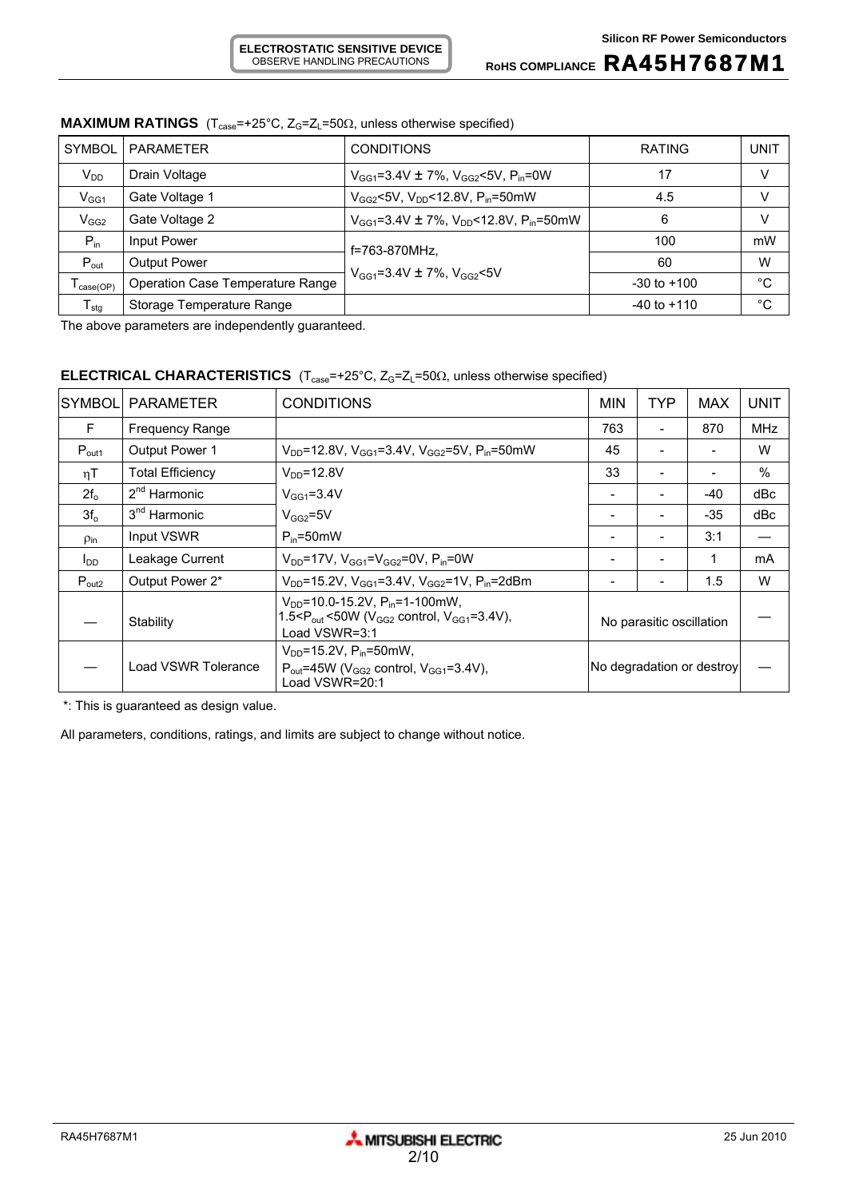**ELECTROSTATIC SENSITIVE DEVICE**
OBSERVE HANDLING PRECAUTIONS

## MAXIMUM RATINGS ($T_{case}$=+25°C, $Z_G$=$Z_L$=50Ω, unless otherwise specified)

| SYMBOL | PARAMETER | CONDITIONS | RATING | UNIT |
|---|---|---|---|---|
| $V_{DD}$ | Drain Voltage | $V_{GG1}$=3.4V ± 7%, $V_{GG2}$<5V, $P_{in}$=0W | 17 | V |
| $V_{GG1}$ | Gate Voltage 1 | $V_{GG2}$<5V, $V_{DD}$<12.8V, $P_{in}$=50mW | 4.5 | V |
| $V_{GG2}$ | Gate Voltage 2 | $V_{GG1}$=3.4V ± 7%, $V_{DD}$<12.8V, $P_{in}$=50mW | 6 | V |
| $P_{in}$ | Input Power | f=763-870MHz, $V_{GG1}$=3.4V ± 7%, $V_{GG2}$<5V | 100 | mW |
| $P_{out}$ | Output Power | | 60 | W |
| $T_{case(OP)}$ | Operation Case Temperature Range | | -30 to +100 | °C |
| $T_{stg}$ | Storage Temperature Range | | -40 to +110 | °C |

The above parameters are independently guaranteed.

## ELECTRICAL CHARACTERISTICS ($T_{case}$=+25°C, $Z_G$=$Z_L$=50Ω, unless otherwise specified)

| SYMBOL | PARAMETER | CONDITIONS | MIN | TYP | MAX | UNIT |
|---|---|---|---|---|---|---|
| F | Frequency Range | | 763 | - | 870 | MHz |
| $P_{out1}$ | Output Power 1 | $V_{DD}$=12.8V, $V_{GG1}$=3.4V, $V_{GG2}$=5V, $P_{in}$=50mW | 45 | - | - | W |
| $\eta T$ | Total Efficiency | $V_{DD}$=12.8V, $V_{GG1}$=3.4V, $V_{GG2}$=5V, $P_{in}$=50mW | 33 | - | - | % |
| $2f_o$ | 2nd Harmonic | | - | - | -40 | dBc |
| $3f_o$ | 3rd Harmonic | | - | - | -35 | dBc |
| $\rho_{in}$ | Input VSWR | | - | - | 3:1 | — |
| $I_{DD}$ | Leakage Current | $V_{DD}$=17V, $V_{GG1}$=$V_{GG2}$=0V, $P_{in}$=0W | - | - | 1 | mA |
| $P_{out2}$ | Output Power 2* | $V_{DD}$=15.2V, $V_{GG1}$=3.4V, $V_{GG2}$=1V, $P_{in}$=2dBm | - | - | 1.5 | W |
| — | Stability | $V_{DD}$=10.0-15.2V, $P_{in}$=1-100mW, 1.5<$P_{out}$<50W ($V_{GG2}$ control, $V_{GG1}$=3.4V), Load VSWR=3:1 | No parasitic oscillation | | | — |
| — | Load VSWR Tolerance | $V_{DD}$=15.2V, $P_{in}$=50mW, $P_{out}$=45W ($V_{GG2}$ control, $V_{GG1}$=3.4V), Load VSWR=20:1 | No degradation or destroy | | | — |

*: This is guaranteed as design value.

All parameters, conditions, ratings, and limits are subject to change without notice.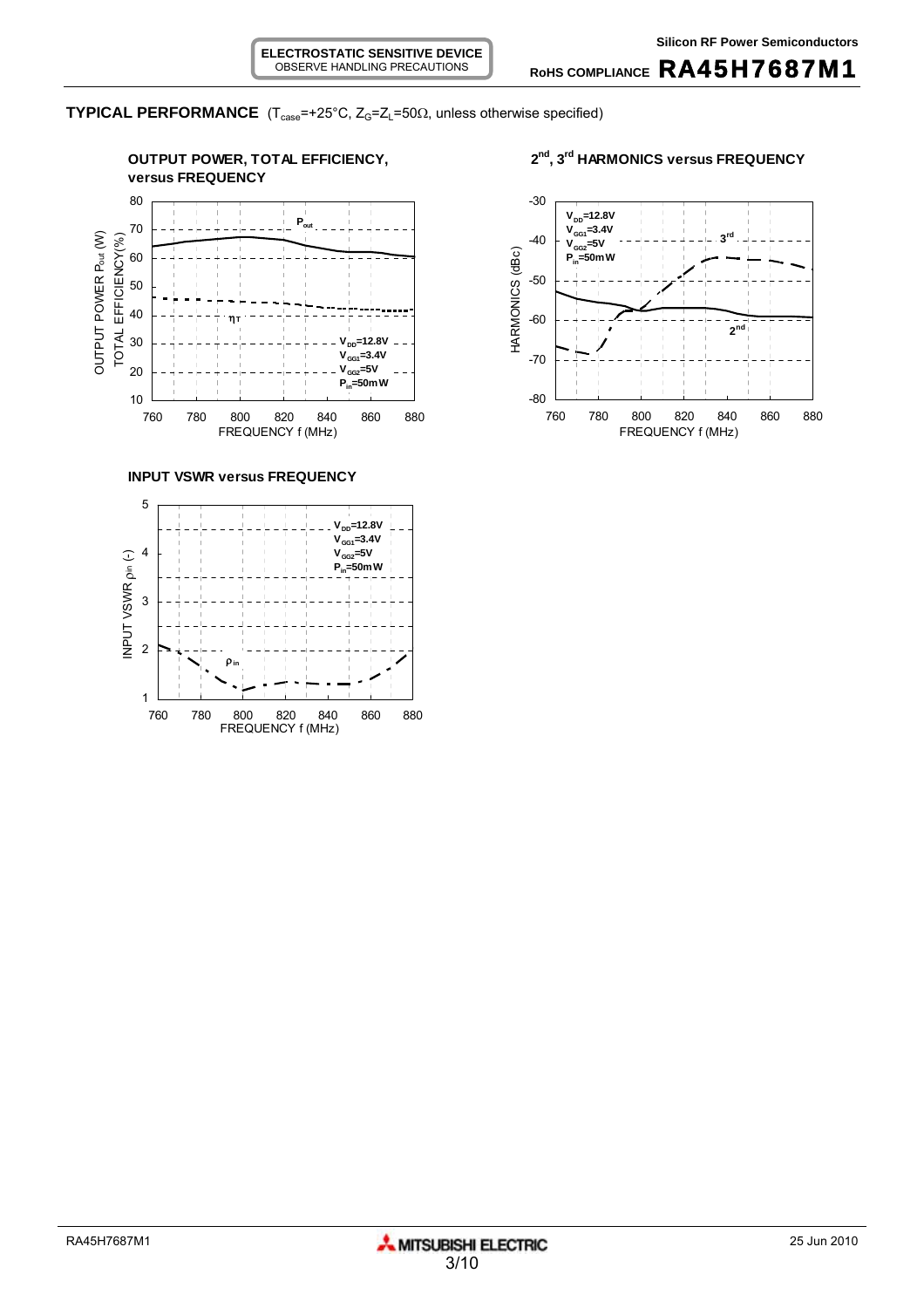## TYPICAL PERFORMANCE ($T_{case}$=+25°C, $Z_G$=$Z_L$=50Ω, unless otherwise specified)

**OUTPUT POWER, TOTAL EFFICIENCY, versus FREQUENCY**

$P_{out}$

$\eta_T$

$V_{DD}$=12.8V
$V_{GG1}$=3.4V
$V_{GG2}$=5V
$P_{in}$=50mW

OUTPUT POWER $P_{out}$ (W)
TOTAL EFFICIENCY(%)

FREQUENCY f (MHz)

**2nd, 3rd HARMONICS versus FREQUENCY**

$V_{DD}$=12.8V
$V_{GG1}$=3.4V
$V_{GG2}$=5V
$P_{in}$=50mW

3rd

2nd

HARMONICS (dBc)

FREQUENCY f (MHz)

**INPUT VSWR versus FREQUENCY**

$V_{DD}$=12.8V
$V_{GG1}$=3.4V
$V_{GG2}$=5V
$P_{in}$=50mW

$\rho_{in}$

INPUT VSWR $\rho_{in}$ (-)

FREQUENCY f (MHz)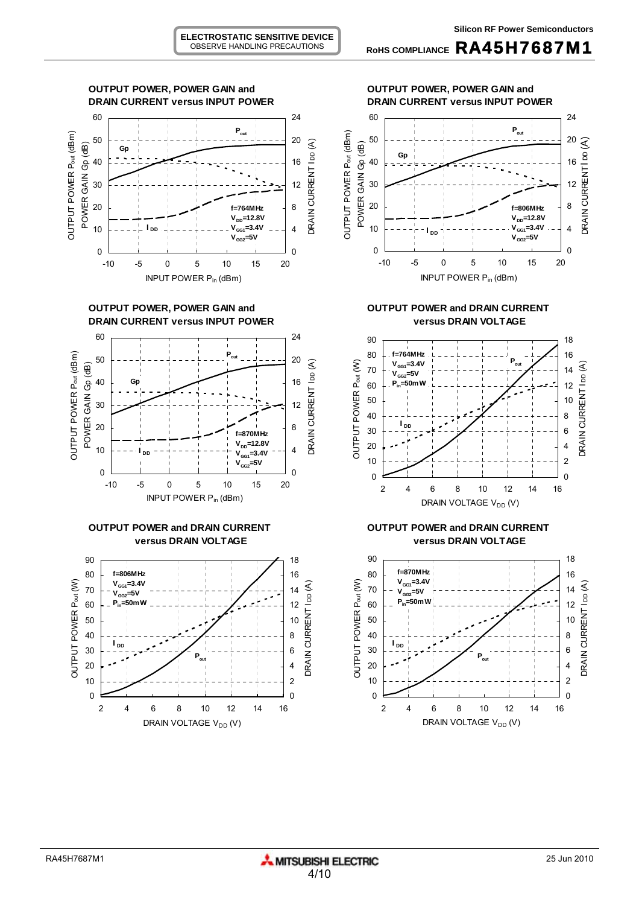**OUTPUT POWER, POWER GAIN and DRAIN CURRENT versus INPUT POWER**

f=764MHz, $V_{DD}$=12.8V, $V_{GG1}$=3.4V, $V_{GG2}$=5V

**OUTPUT POWER, POWER GAIN and DRAIN CURRENT versus INPUT POWER**

f=806MHz, $V_{DD}$=12.8V, $V_{GG1}$=3.4V, $V_{GG2}$=5V

**OUTPUT POWER, POWER GAIN and DRAIN CURRENT versus INPUT POWER**

f=870MHz, $V_{DD}$=12.8V, $V_{GG1}$=3.4V, $V_{GG2}$=5V

**OUTPUT POWER and DRAIN CURRENT versus DRAIN VOLTAGE**

f=764MHz, $V_{GG1}$=3.4V, $V_{GG2}$=5V, $P_{in}$=50mW

**OUTPUT POWER and DRAIN CURRENT versus DRAIN VOLTAGE**

f=806MHz, $V_{GG1}$=3.4V, $V_{GG2}$=5V, $P_{in}$=50mW

**OUTPUT POWER and DRAIN CURRENT versus DRAIN VOLTAGE**

f=870MHz, $V_{GG1}$=3.4V, $V_{GG2}$=5V, $P_{in}$=50mW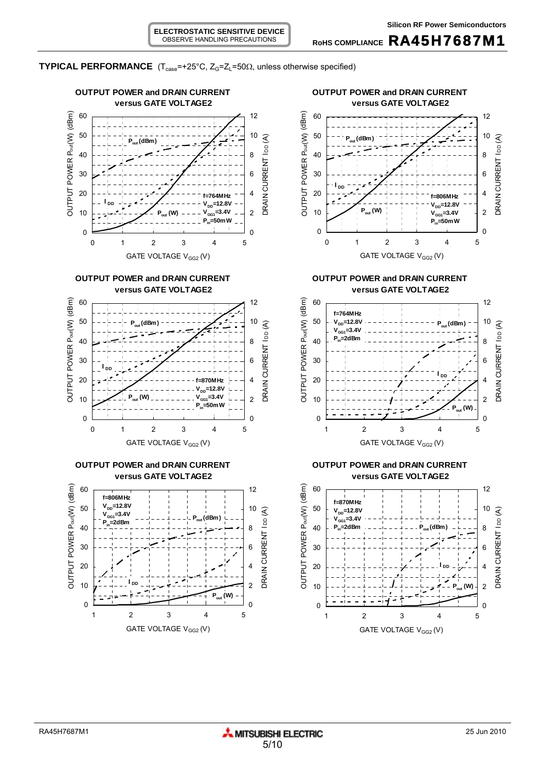**ELECTROSTATIC SENSITIVE DEVICE**
OBSERVE HANDLING PRECAUTIONS

Silicon RF Power Semiconductors

RoHS COMPLIANCE **RA45H7687M1**

**TYPICAL PERFORMANCE** ($T_{case}$=+25°C, $Z_G$=$Z_L$=50Ω, unless otherwise specified)

**OUTPUT POWER and DRAIN CURRENT versus GATE VOLTAGE2**

f=764MHz, $V_{DD}$=12.8V, $V_{GG1}$=3.4V, $P_{in}$=50mW

**OUTPUT POWER and DRAIN CURRENT versus GATE VOLTAGE2**

f=806MHz, $V_{DD}$=12.8V, $V_{GG1}$=3.4V, $P_{in}$=50mW

**OUTPUT POWER and DRAIN CURRENT versus GATE VOLTAGE2**

f=870MHz, $V_{DD}$=12.8V, $V_{GG1}$=3.4V, $P_{in}$=50mW

**OUTPUT POWER and DRAIN CURRENT versus GATE VOLTAGE2**

f=764MHz, $V_{DD}$=12.8V, $V_{GG1}$=3.4V, $P_{in}$=2dBm

**OUTPUT POWER and DRAIN CURRENT versus GATE VOLTAGE2**

f=806MHz, $V_{DD}$=12.8V, $V_{GG1}$=3.4V, $P_{in}$=2dBm

**OUTPUT POWER and DRAIN CURRENT versus GATE VOLTAGE2**

f=870MHz, $V_{DD}$=12.8V, $V_{GG1}$=3.4V, $P_{in}$=2dBm

RA45H7687M1 | MITSUBISHI ELECTRIC | 25 Jun 2010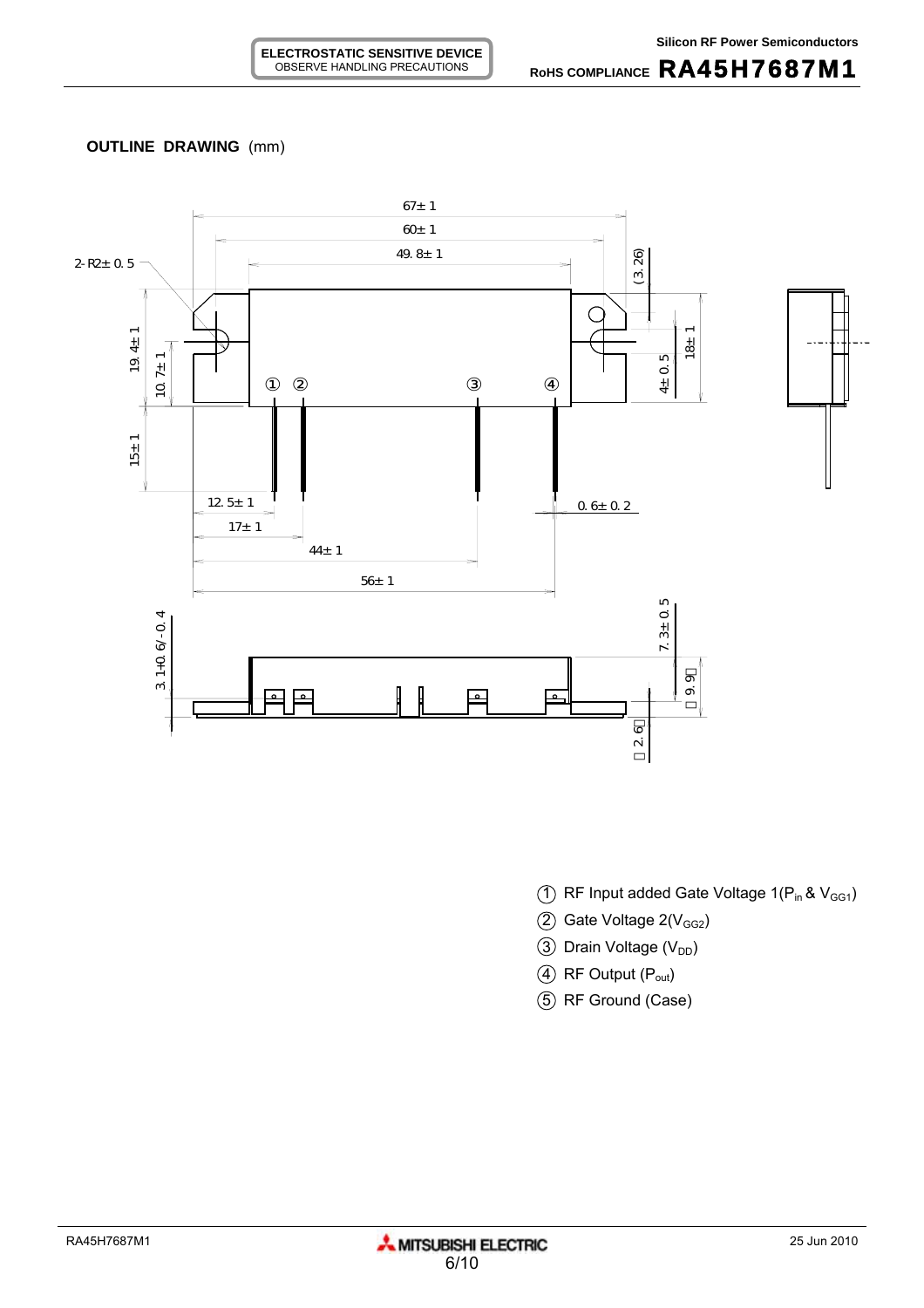**OUTLINE DRAWING** (mm)

67±1
60±1
49.8±1
2-R2±0.5
(3.26)
19.4±1
10.7±1
18±1
4±0.5
15±1
12.5±1
17±1
44±1
56±1
0.6±0.2
3.1+0.6/-0.4
7.3±0.5
9.9
2.6

① ② ③ ④

① RF Input added Gate Voltage 1($P_{in}$ & $V_{GG1}$)

② Gate Voltage 2($V_{GG2}$)

③ Drain Voltage ($V_{DD}$)

④ RF Output ($P_{out}$)

⑤ RF Ground (Case)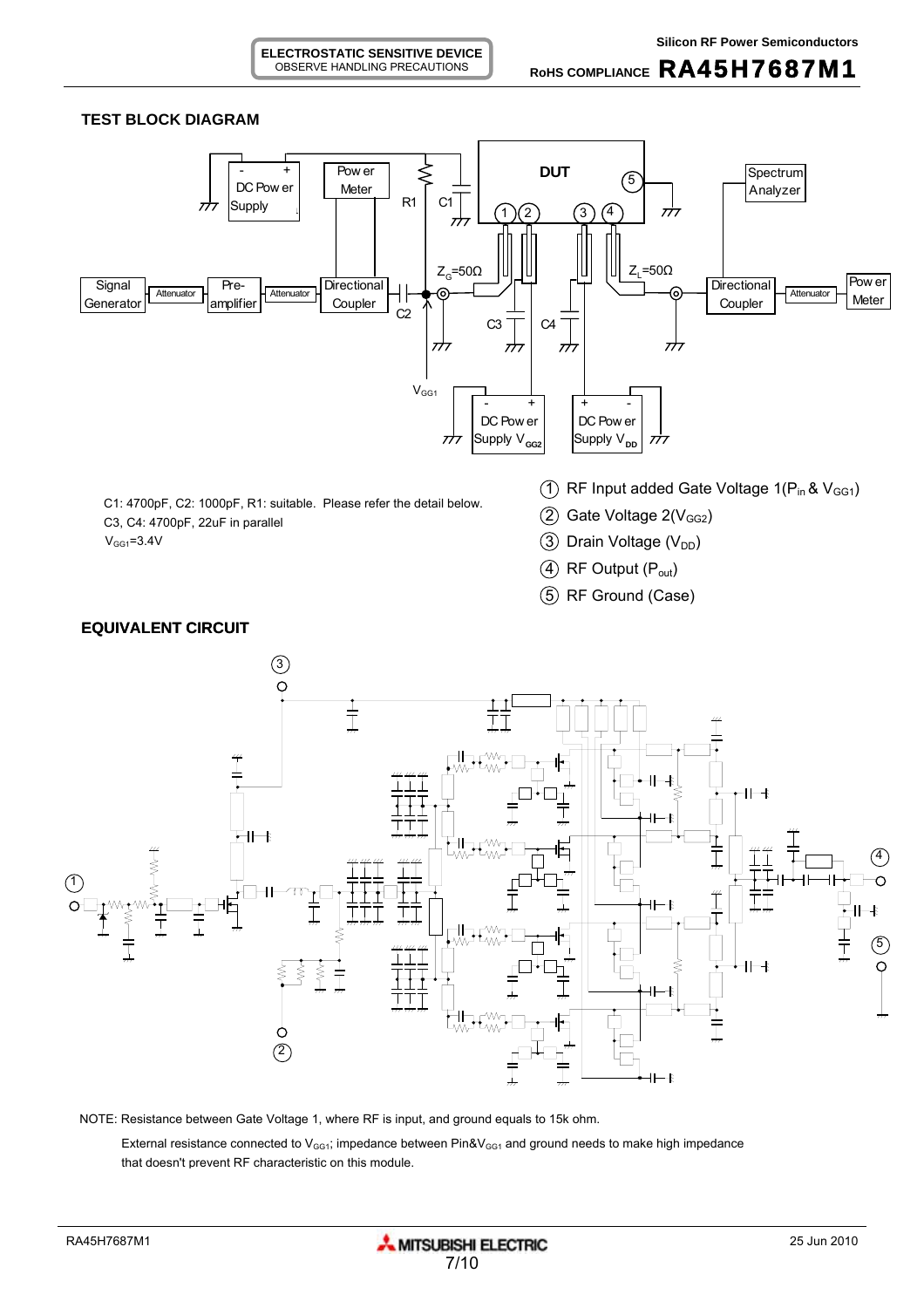## TEST BLOCK DIAGRAM

C1: 4700pF, C2: 1000pF, R1: suitable. Please refer the detail below.
C3, C4: 4700pF, 22uF in parallel
$V_{GG1}$=3.4V

1. RF Input added Gate Voltage 1($P_{in}$ & $V_{GG1}$)
2. Gate Voltage 2($V_{GG2}$)
3. Drain Voltage ($V_{DD}$)
4. RF Output ($P_{out}$)
5. RF Ground (Case)

## EQUIVALENT CIRCUIT

NOTE: Resistance between Gate Voltage 1, where RF is input, and ground equals to 15k ohm.

External resistance connected to $V_{GG1}$; impedance between Pin&$V_{GG1}$ and ground needs to make high impedance that doesn't prevent RF characteristic on this module.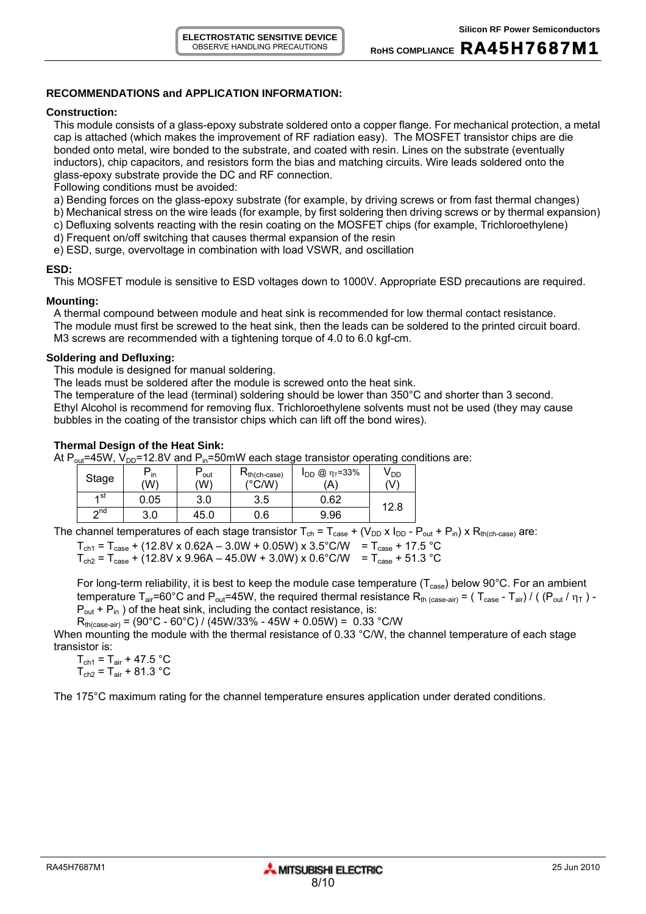## RECOMMENDATIONS and APPLICATION INFORMATION:

### Construction:

This module consists of a glass-epoxy substrate soldered onto a copper flange. For mechanical protection, a metal cap is attached (which makes the improvement of RF radiation easy). The MOSFET transistor chips are die bonded onto metal, wire bonded to the substrate, and coated with resin. Lines on the substrate (eventually inductors), chip capacitors, and resistors form the bias and matching circuits. Wire leads soldered onto the glass-epoxy substrate provide the DC and RF connection.

Following conditions must be avoided:

a) Bending forces on the glass-epoxy substrate (for example, by driving screws or from fast thermal changes)
b) Mechanical stress on the wire leads (for example, by first soldering then driving screws or by thermal expansion)
c) Defluxing solvents reacting with the resin coating on the MOSFET chips (for example, Trichloroethylene)
d) Frequent on/off switching that causes thermal expansion of the resin
e) ESD, surge, overvoltage in combination with load VSWR, and oscillation

### ESD:

This MOSFET module is sensitive to ESD voltages down to 1000V. Appropriate ESD precautions are required.

### Mounting:

A thermal compound between module and heat sink is recommended for low thermal contact resistance.
The module must first be screwed to the heat sink, then the leads can be soldered to the printed circuit board.
M3 screws are recommended with a tightening torque of 4.0 to 6.0 kgf-cm.

### Soldering and Defluxing:

This module is designed for manual soldering.
The leads must be soldered after the module is screwed onto the heat sink.
The temperature of the lead (terminal) soldering should be lower than 350°C and shorter than 3 second.
Ethyl Alcohol is recommend for removing flux. Trichloroethylene solvents must not be used (they may cause bubbles in the coating of the transistor chips which can lift off the bond wires).

### Thermal Design of the Heat Sink:

At $P_{out}$=45W, $V_{DD}$=12.8V and $P_{in}$=50mW each stage transistor operating conditions are:

| Stage | $P_{in}$ (W) | $P_{out}$ (W) | $R_{th(ch-case)}$ (°C/W) | $I_{DD}$ @ $\eta_T$=33% (A) | $V_{DD}$ (V) |
|---|---|---|---|---|---|
| 1st | 0.05 | 3.0 | 3.5 | 0.62 | 12.8 |
| 2nd | 3.0 | 45.0 | 0.6 | 9.96 | |

The channel temperatures of each stage transistor $T_{ch} = T_{case} + (V_{DD} \times I_{DD} - P_{out} + P_{in}) \times R_{th(ch-case)}$ are:

$T_{ch1} = T_{case} + (12.8V \times 0.62A - 3.0W + 0.05W) \times 3.5°C/W = T_{case} + 17.5\ °C$
$T_{ch2} = T_{case} + (12.8V \times 9.96A - 45.0W + 3.0W) \times 0.6°C/W = T_{case} + 51.3\ °C$

For long-term reliability, it is best to keep the module case temperature ($T_{case}$) below 90°C. For an ambient temperature $T_{air}$=60°C and $P_{out}$=45W, the required thermal resistance $R_{th\ (case-air)} = ( T_{case} - T_{air}) / ( (P_{out} / \eta_T ) - P_{out} + P_{in} )$ of the heat sink, including the contact resistance, is:

$R_{th(case-air)} = (90°C - 60°C) / (45W/33\% - 45W + 0.05W) = 0.33\ °C/W$

When mounting the module with the thermal resistance of 0.33 °C/W, the channel temperature of each stage transistor is:

$T_{ch1} = T_{air} + 47.5\ °C$
$T_{ch2} = T_{air} + 81.3\ °C$

The 175°C maximum rating for the channel temperature ensures application under derated conditions.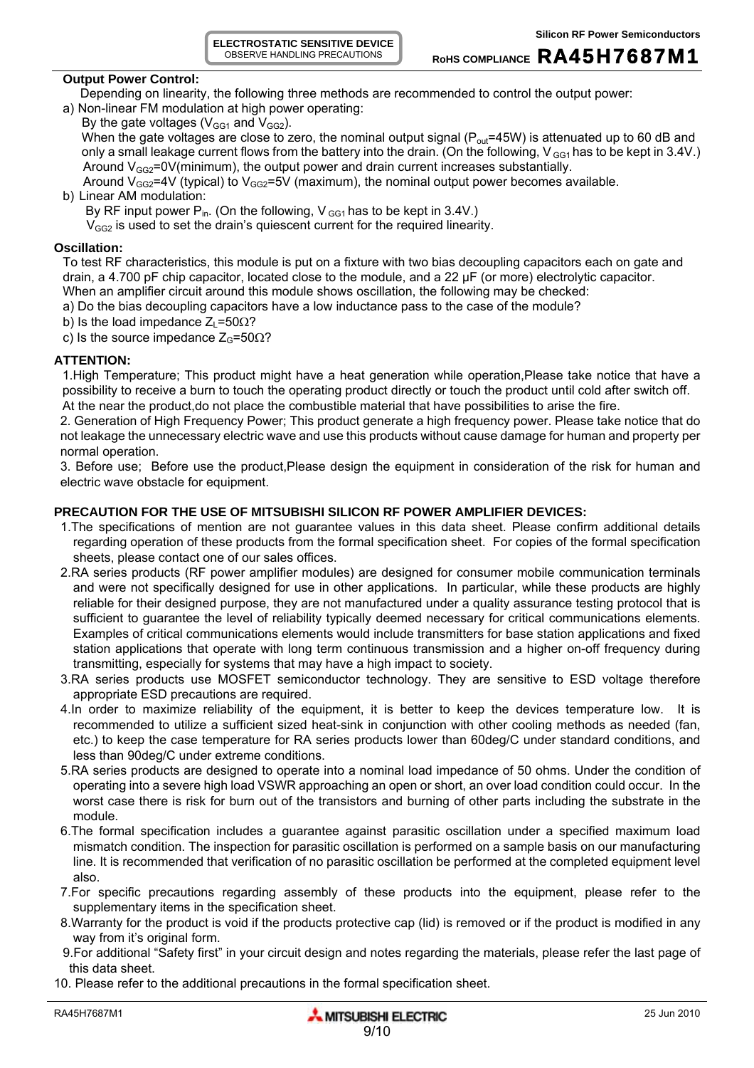**Output Power Control:**

Depending on linearity, the following three methods are recommended to control the output power:

a) Non-linear FM modulation at high power operating:

By the gate voltages ($V_{GG1}$ and $V_{GG2}$).

When the gate voltages are close to zero, the nominal output signal ($P_{out}$=45W) is attenuated up to 60 dB and only a small leakage current flows from the battery into the drain. (On the following, $V_{GG1}$ has to be kept in 3.4V.)

Around $V_{GG2}$=0V(minimum), the output power and drain current increases substantially.

Around $V_{GG2}$=4V (typical) to $V_{GG2}$=5V (maximum), the nominal output power becomes available.

b) Linear AM modulation:

By RF input power $P_{in}$. (On the following, $V_{GG1}$ has to be kept in 3.4V.)

$V_{GG2}$ is used to set the drain's quiescent current for the required linearity.

**Oscillation:**

To test RF characteristics, this module is put on a fixture with two bias decoupling capacitors each on gate and drain, a 4.700 pF chip capacitor, located close to the module, and a 22 µF (or more) electrolytic capacitor.

When an amplifier circuit around this module shows oscillation, the following may be checked:

a) Do the bias decoupling capacitors have a low inductance pass to the case of the module?

b) Is the load impedance $Z_L$=50Ω?

c) Is the source impedance $Z_G$=50Ω?

**ATTENTION:**

1.High Temperature; This product might have a heat generation while operation,Please take notice that have a possibility to receive a burn to touch the operating product directly or touch the product until cold after switch off. At the near the product,do not place the combustible material that have possibilities to arise the fire.

2. Generation of High Frequency Power; This product generate a high frequency power. Please take notice that do not leakage the unnecessary electric wave and use this products without cause damage for human and property per normal operation.

3. Before use; Before use the product,Please design the equipment in consideration of the risk for human and electric wave obstacle for equipment.

**PRECAUTION FOR THE USE OF MITSUBISHI SILICON RF POWER AMPLIFIER DEVICES:**

1. The specifications of mention are not guarantee values in this data sheet. Please confirm additional details regarding operation of these products from the formal specification sheet. For copies of the formal specification sheets, please contact one of our sales offices.
2. RA series products (RF power amplifier modules) are designed for consumer mobile communication terminals and were not specifically designed for use in other applications. In particular, while these products are highly reliable for their designed purpose, they are not manufactured under a quality assurance testing protocol that is sufficient to guarantee the level of reliability typically deemed necessary for critical communications elements. Examples of critical communications elements would include transmitters for base station applications and fixed station applications that operate with long term continuous transmission and a higher on-off frequency during transmitting, especially for systems that may have a high impact to society.
3. RA series products use MOSFET semiconductor technology. They are sensitive to ESD voltage therefore appropriate ESD precautions are required.
4. In order to maximize reliability of the equipment, it is better to keep the devices temperature low. It is recommended to utilize a sufficient sized heat-sink in conjunction with other cooling methods as needed (fan, etc.) to keep the case temperature for RA series products lower than 60deg/C under standard conditions, and less than 90deg/C under extreme conditions.
5. RA series products are designed to operate into a nominal load impedance of 50 ohms. Under the condition of operating into a severe high load VSWR approaching an open or short, an over load condition could occur. In the worst case there is risk for burn out of the transistors and burning of other parts including the substrate in the module.
6. The formal specification includes a guarantee against parasitic oscillation under a specified maximum load mismatch condition. The inspection for parasitic oscillation is performed on a sample basis on our manufacturing line. It is recommended that verification of no parasitic oscillation be performed at the completed equipment level also.
7. For specific precautions regarding assembly of these products into the equipment, please refer to the supplementary items in the specification sheet.
8. Warranty for the product is void if the products protective cap (lid) is removed or if the product is modified in any way from it's original form.
9. For additional "Safety first" in your circuit design and notes regarding the materials, please refer the last page of this data sheet.
10. Please refer to the additional precautions in the formal specification sheet.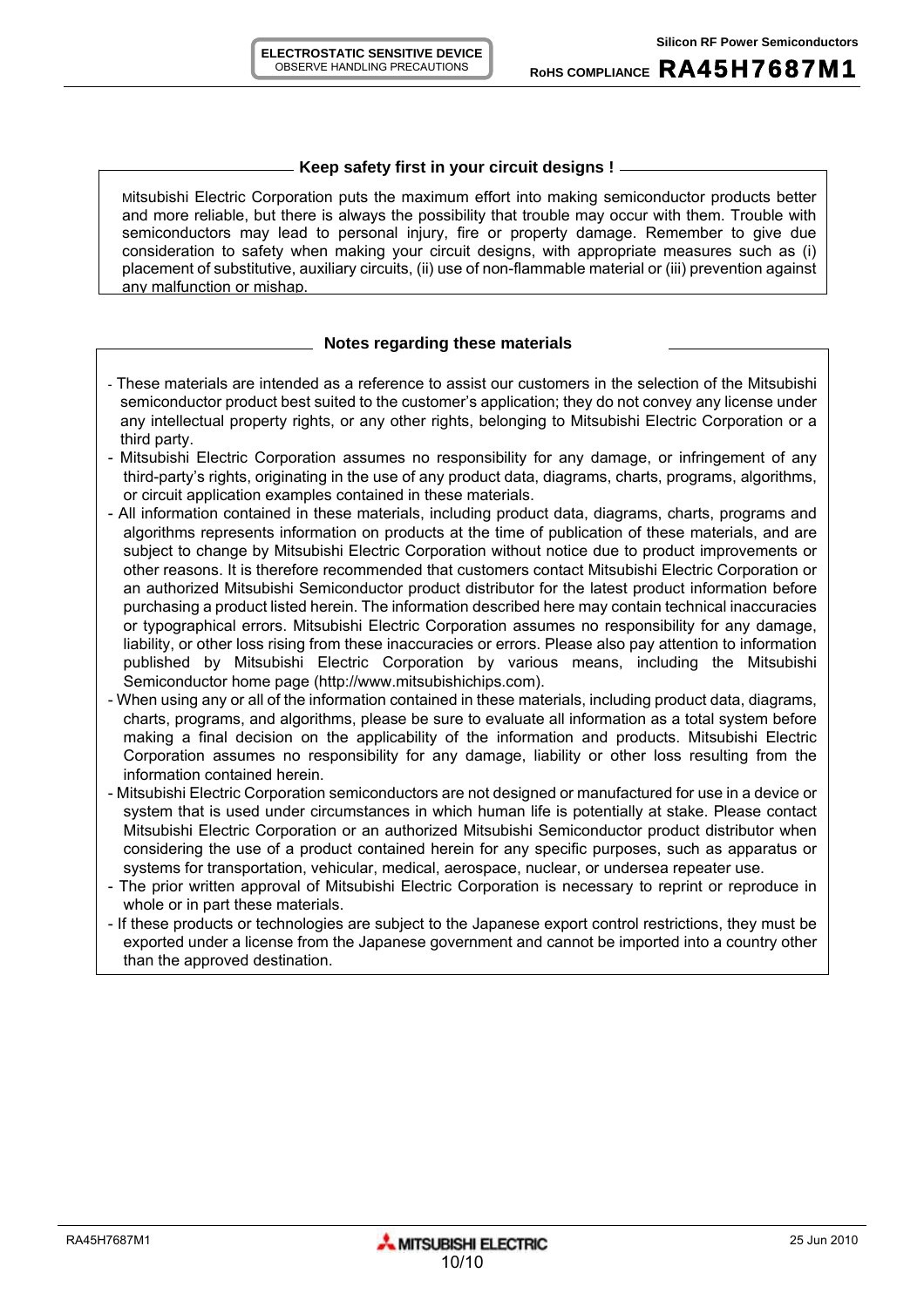## Keep safety first in your circuit designs !

Mitsubishi Electric Corporation puts the maximum effort into making semiconductor products better and more reliable, but there is always the possibility that trouble may occur with them. Trouble with semiconductors may lead to personal injury, fire or property damage. Remember to give due consideration to safety when making your circuit designs, with appropriate measures such as (i) placement of substitutive, auxiliary circuits, (ii) use of non-flammable material or (iii) prevention against any malfunction or mishap.

## Notes regarding these materials

- These materials are intended as a reference to assist our customers in the selection of the Mitsubishi semiconductor product best suited to the customer's application; they do not convey any license under any intellectual property rights, or any other rights, belonging to Mitsubishi Electric Corporation or a third party.
- Mitsubishi Electric Corporation assumes no responsibility for any damage, or infringement of any third-party's rights, originating in the use of any product data, diagrams, charts, programs, algorithms, or circuit application examples contained in these materials.
- All information contained in these materials, including product data, diagrams, charts, programs and algorithms represents information on products at the time of publication of these materials, and are subject to change by Mitsubishi Electric Corporation without notice due to product improvements or other reasons. It is therefore recommended that customers contact Mitsubishi Electric Corporation or an authorized Mitsubishi Semiconductor product distributor for the latest product information before purchasing a product listed herein. The information described here may contain technical inaccuracies or typographical errors. Mitsubishi Electric Corporation assumes no responsibility for any damage, liability, or other loss rising from these inaccuracies or errors. Please also pay attention to information published by Mitsubishi Electric Corporation by various means, including the Mitsubishi Semiconductor home page (http://www.mitsubishichips.com).
- When using any or all of the information contained in these materials, including product data, diagrams, charts, programs, and algorithms, please be sure to evaluate all information as a total system before making a final decision on the applicability of the information and products. Mitsubishi Electric Corporation assumes no responsibility for any damage, liability or other loss resulting from the information contained herein.
- Mitsubishi Electric Corporation semiconductors are not designed or manufactured for use in a device or system that is used under circumstances in which human life is potentially at stake. Please contact Mitsubishi Electric Corporation or an authorized Mitsubishi Semiconductor product distributor when considering the use of a product contained herein for any specific purposes, such as apparatus or systems for transportation, vehicular, medical, aerospace, nuclear, or undersea repeater use.
- The prior written approval of Mitsubishi Electric Corporation is necessary to reprint or reproduce in whole or in part these materials.
- If these products or technologies are subject to the Japanese export control restrictions, they must be exported under a license from the Japanese government and cannot be imported into a country other than the approved destination.